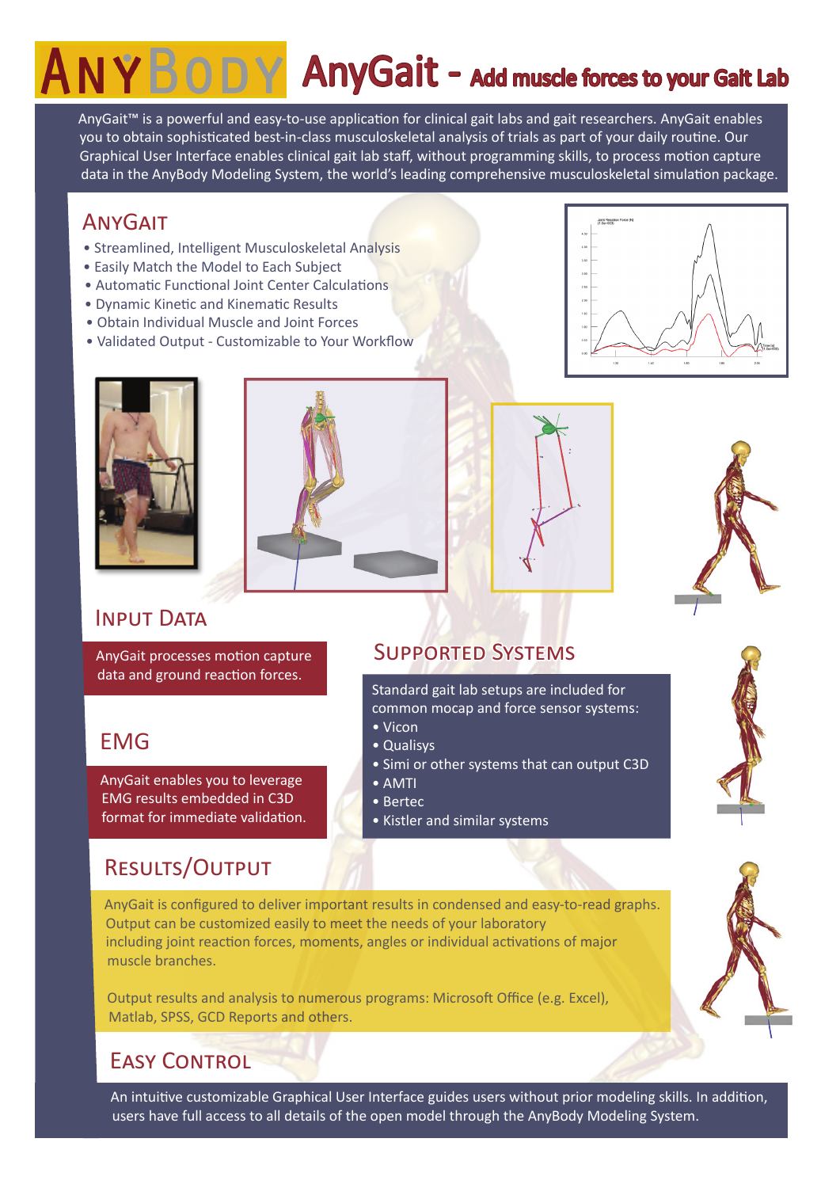# ANYBODY AnyGait - Add muscle forces to your Gait Lab

AnyGait™ is a powerful and easy-to-use application for clinical gait labs and gait researchers. AnyGait enables you to obtain sophisticated best-in-class musculoskeletal analysis of trials as part of your daily routine. Our Graphical User Interface enables clinical gait lab staff, without programming skills, to process motion capture data in the AnyBody Modeling System, the world's leading comprehensive musculoskeletal simulation package.

## AnyGait

- Streamlined, Intelligent Musculoskeletal Analysis
- Easily Match the Model to Each Subject
- Automatic Functional Joint Center Calculations
- Dynamic Kinetic and Kinematic Results
- Obtain Individual Muscle and Joint Forces
- Validated Output - Customizable to Your Workflow

## Input Data

AnyGait processes motion capture data and ground reaction forces.

## EMG

AnyGait enables you to leverage EMG results embedded in C3D format for immediate validation.

## Supported Systems

Standard gait lab setups are included for common mocap and force sensor systems:

- Vicon
- Qualisys
- Simi or other systems that can output C3D
- AMTI
- Bertec
- Kistler and similar systems

## Results/Output

AnyGait is configured to deliver important results in condensed and easy-to-read graphs. Output can be customized easily to meet the needs of your laboratory including joint reaction forces, moments, angles or individual activations of major muscle branches.

Output results and analysis to numerous programs: Microsoft Office (e.g. Excel), Matlab, SPSS, GCD Reports and others.

## Easy Control

An intuitive customizable Graphical User Interface guides users without prior modeling skills. In addition, users have full access to all details of the open model through the AnyBody Modeling System.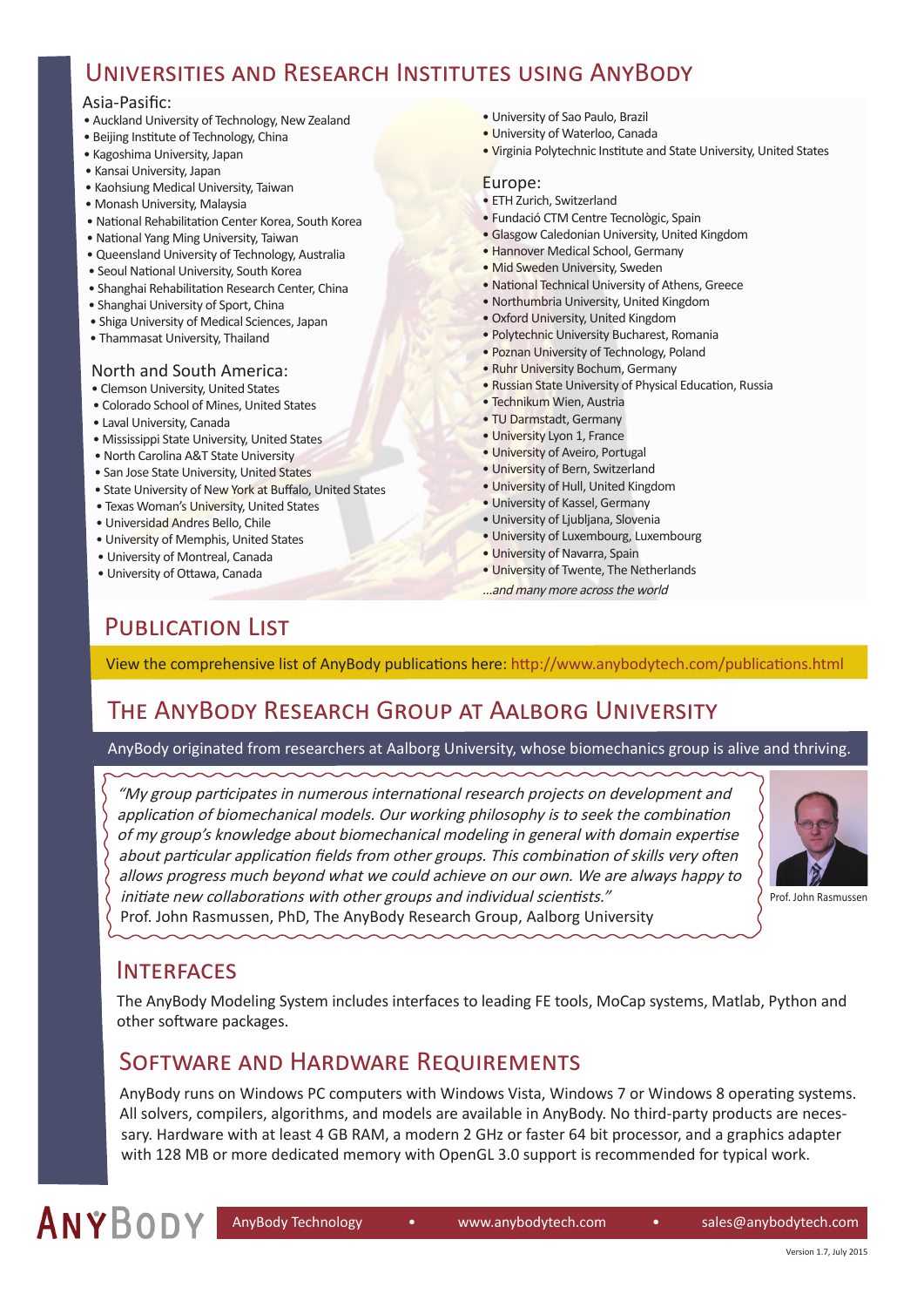# Universities and Research Institutes using AnyBody

### Asia-Pasific:

- Auckland University of Technology, New Zealand
- Beijing Institute of Technology, China
- Kagoshima University, Japan
- Kansai University, Japan
- Kaohsiung Medical University, Taiwan
- Monash University, Malaysia
- National Rehabilitation Center Korea, South Korea
- National Yang Ming University, Taiwan
- Queensland University of Technology, Australia
- Seoul National University, South Korea
- Shanghai Rehabilitation Research Center, China
- Shanghai University of Sport, China
- Shiga University of Medical Sciences, Japan
- Thammasat University, Thailand

### North and South America:

- Clemson University, United States
- Colorado School of Mines, United States
- Laval University, Canada
- Mississippi State University, United States
- North Carolina A&T State University
- San Jose State University, United States
- State University of New York at Buffalo, United States
- Texas Woman's University, United States
- Universidad Andres Bello, Chile
- University of Memphis, United States
- University of Montreal, Canada
- University of Ottawa, Canada
- University of Sao Paulo, Brazil
- University of Waterloo, Canada
- Virginia Polytechnic Institute and State University, United States

### Europe:

- ETH Zurich, Switzerland
- Fundació CTM Centre Tecnològic, Spain
- Glasgow Caledonian University, United Kingdom
- Hannover Medical School, Germany
- Mid Sweden University, Sweden
- National Technical University of Athens, Greece
- Northumbria University, United Kingdom
- Oxford University, United Kingdom
- Polytechnic University Bucharest, Romania
- Poznan University of Technology, Poland
- Ruhr University Bochum, Germany
- Russian State University of Physical Education, Russia
- Technikum Wien, Austria
- TU Darmstadt, Germany
- University Lyon 1, France
- University of Aveiro, Portugal
- University of Bern, Switzerland
- University of Hull, United Kingdom
- University of Kassel, Germany
- University of Ljubljana, Slovenia
- University of Luxembourg, Luxembourg
- University of Navarra, Spain
- University of Twente, The Netherlands

*...and many more across the world*

# Publication List

View the comprehensive list of AnyBody publications here: http://www.anybodytech.com/publications.html

# The AnyBody Research Group at Aalborg University

AnyBody originated from researchers at Aalborg University, whose biomechanics group is alive and thriving.

*"My group participates in numerous international research projects on development and application of biomechanical models. Our working philosophy is to seek the combination of my group's knowledge about biomechanical modeling in general with domain expertise about particular application fields from other groups. This combination of skills very often allows progress much beyond what we could achieve on our own. We are always happy to initiate new collaborations with other groups and individual scientists."*

Prof. John Rasmussen, PhD, The AnyBody Research Group, Aalborg University

Prof. John Rasmussen

# Interfaces

The AnyBody Modeling System includes interfaces to leading FE tools, MoCap systems, Matlab, Python and other software packages.

# Software and Hardware Requirements

AnyBody runs on Windows PC computers with Windows Vista, Windows 7 or Windows 8 operating systems. All solvers, compilers, algorithms, and models are available in AnyBody. No third-party products are necessary. Hardware with at least 4 GB RAM, a modern 2 GHz or faster 64 bit processor, and a graphics adapter with 128 MB or more dedicated memory with OpenGL 3.0 support is recommended for typical work.

ANYBODY AnyBody Technology • www.anybodytech.com • sales@anybodytech.com

Version 1.7, July 2015